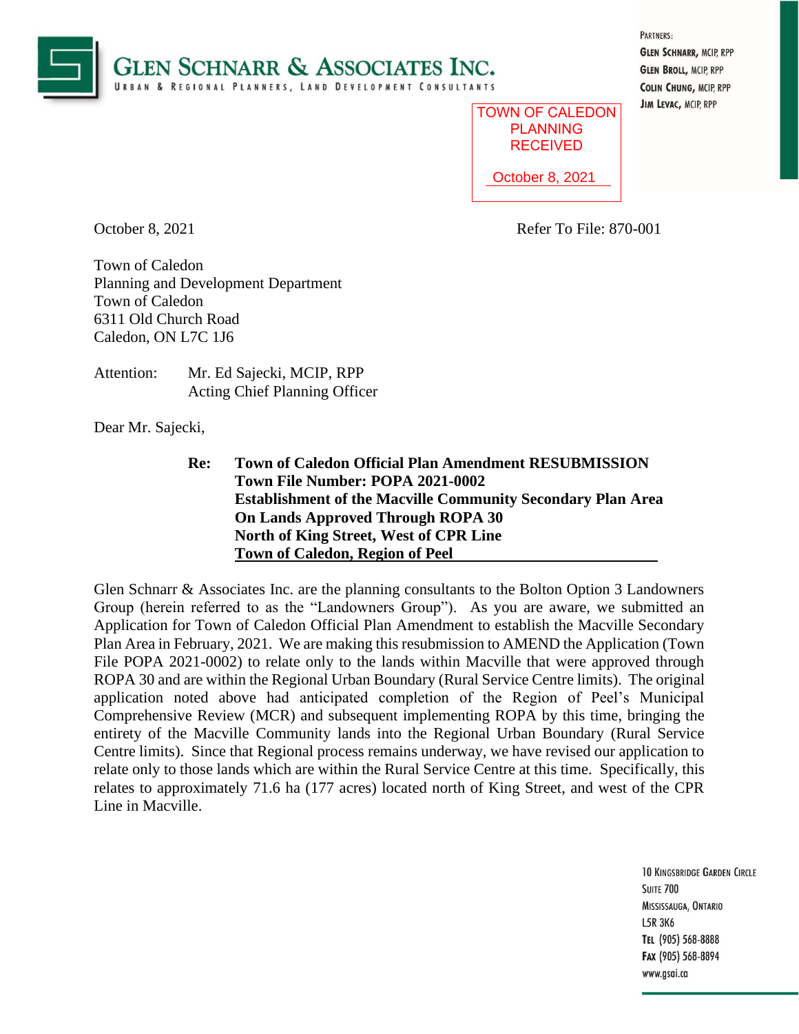**GLEN SCHNARR & ASSOCIATES INC.**
URBAN & REGIONAL PLANNERS, LAND DEVELOPMENT CONSULTANTS

PARTNERS:
GLEN SCHNARR, MCIP, RPP
GLEN BROLL, MCIP, RPP
COLIN CHUNG, MCIP, RPP
JIM LEVAC, MCIP, RPP

TOWN OF CALEDON
PLANNING
RECEIVED

October 8, 2021

October 8, 2021

Refer To File: 870-001

Town of Caledon
Planning and Development Department
Town of Caledon
6311 Old Church Road
Caledon, ON L7C 1J6

Attention: Mr. Ed Sajecki, MCIP, RPP
Acting Chief Planning Officer

Dear Mr. Sajecki,

**Re: Town of Caledon Official Plan Amendment RESUBMISSION**
**Town File Number: POPA 2021-0002**
**Establishment of the Macville Community Secondary Plan Area**
**On Lands Approved Through ROPA 30**
**North of King Street, West of CPR Line**
**Town of Caledon, Region of Peel**

Glen Schnarr & Associates Inc. are the planning consultants to the Bolton Option 3 Landowners Group (herein referred to as the "Landowners Group"). As you are aware, we submitted an Application for Town of Caledon Official Plan Amendment to establish the Macville Secondary Plan Area in February, 2021. We are making this resubmission to AMEND the Application (Town File POPA 2021-0002) to relate only to the lands within Macville that were approved through ROPA 30 and are within the Regional Urban Boundary (Rural Service Centre limits). The original application noted above had anticipated completion of the Region of Peel's Municipal Comprehensive Review (MCR) and subsequent implementing ROPA by this time, bringing the entirety of the Macville Community lands into the Regional Urban Boundary (Rural Service Centre limits). Since that Regional process remains underway, we have revised our application to relate only to those lands which are within the Rural Service Centre at this time. Specifically, this relates to approximately 71.6 ha (177 acres) located north of King Street, and west of the CPR Line in Macville.

10 KINGSBRIDGE GARDEN CIRCLE
SUITE 700
MISSISSAUGA, ONTARIO
L5R 3K6
TEL (905) 568-8888
FAX (905) 568-8894
www.gsai.ca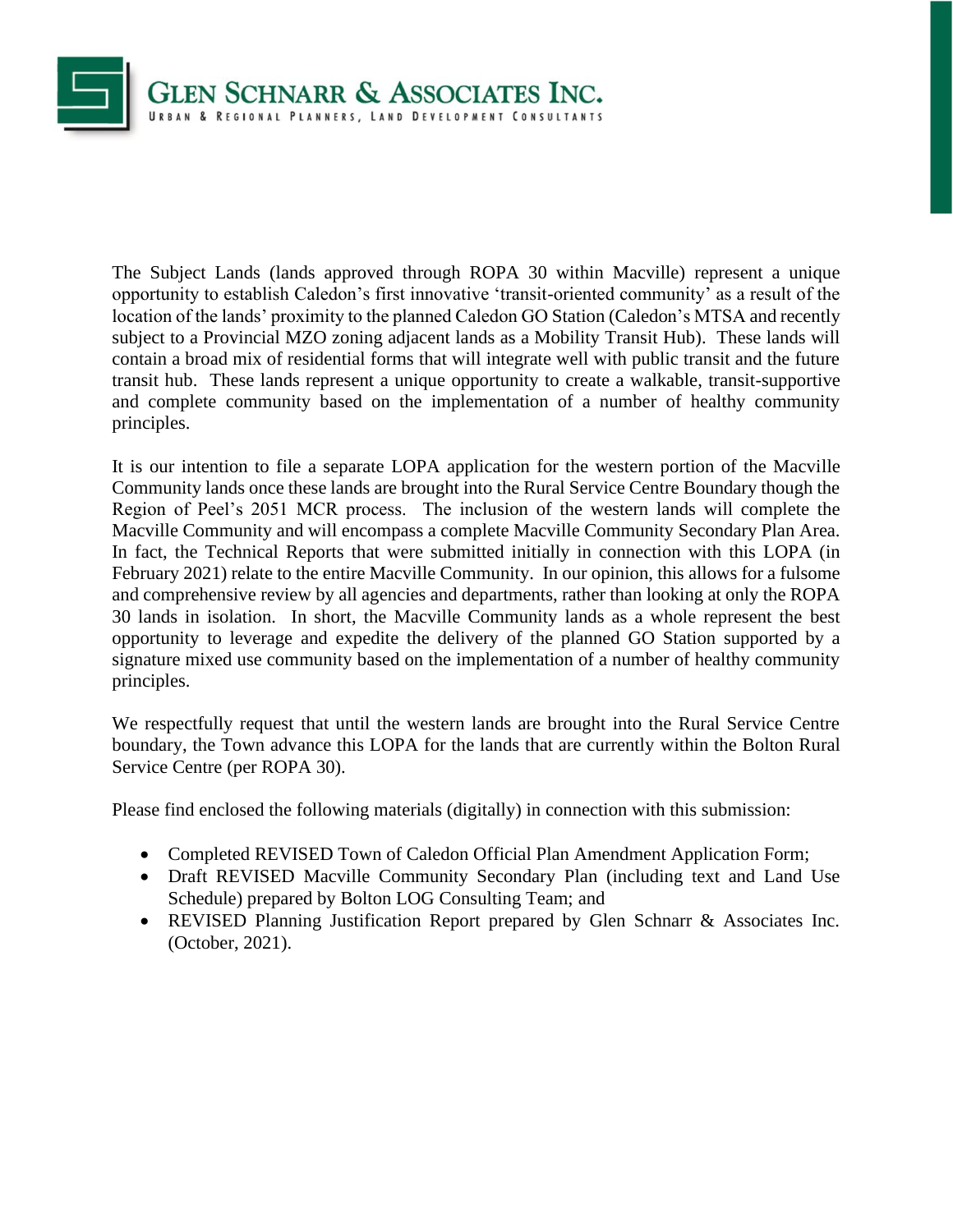The Subject Lands (lands approved through ROPA 30 within Macville) represent a unique opportunity to establish Caledon's first innovative 'transit-oriented community' as a result of the location of the lands' proximity to the planned Caledon GO Station (Caledon's MTSA and recently subject to a Provincial MZO zoning adjacent lands as a Mobility Transit Hub). These lands will contain a broad mix of residential forms that will integrate well with public transit and the future transit hub. These lands represent a unique opportunity to create a walkable, transit-supportive and complete community based on the implementation of a number of healthy community principles.

It is our intention to file a separate LOPA application for the western portion of the Macville Community lands once these lands are brought into the Rural Service Centre Boundary though the Region of Peel's 2051 MCR process. The inclusion of the western lands will complete the Macville Community and will encompass a complete Macville Community Secondary Plan Area. In fact, the Technical Reports that were submitted initially in connection with this LOPA (in February 2021) relate to the entire Macville Community. In our opinion, this allows for a fulsome and comprehensive review by all agencies and departments, rather than looking at only the ROPA 30 lands in isolation. In short, the Macville Community lands as a whole represent the best opportunity to leverage and expedite the delivery of the planned GO Station supported by a signature mixed use community based on the implementation of a number of healthy community principles.

We respectfully request that until the western lands are brought into the Rural Service Centre boundary, the Town advance this LOPA for the lands that are currently within the Bolton Rural Service Centre (per ROPA 30).

Please find enclosed the following materials (digitally) in connection with this submission:

- Completed REVISED Town of Caledon Official Plan Amendment Application Form;
- Draft REVISED Macville Community Secondary Plan (including text and Land Use Schedule) prepared by Bolton LOG Consulting Team; and
- REVISED Planning Justification Report prepared by Glen Schnarr & Associates Inc. (October, 2021).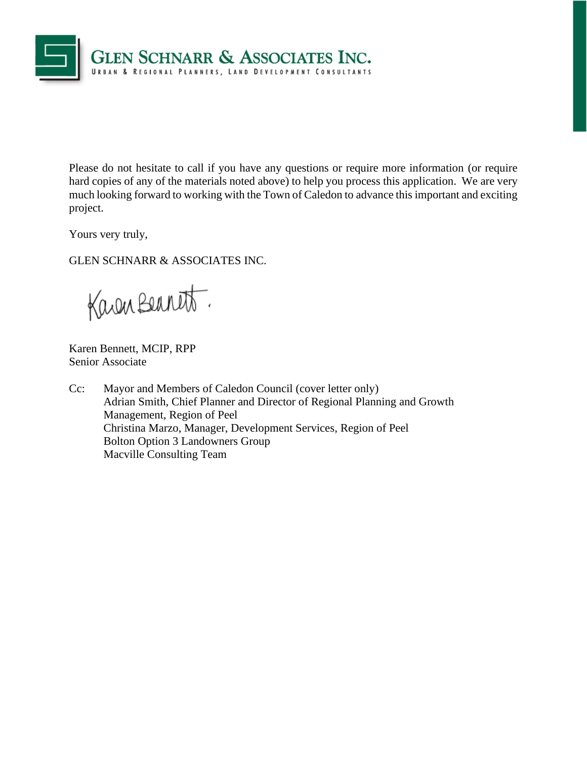Please do not hesitate to call if you have any questions or require more information (or require hard copies of any of the materials noted above) to help you process this application. We are very much looking forward to working with the Town of Caledon to advance this important and exciting project.

Yours very truly,

GLEN SCHNARR & ASSOCIATES INC.

Karen Bennett, MCIP, RPP
Senior Associate

Cc: Mayor and Members of Caledon Council (cover letter only)
Adrian Smith, Chief Planner and Director of Regional Planning and Growth Management, Region of Peel
Christina Marzo, Manager, Development Services, Region of Peel
Bolton Option 3 Landowners Group
Macville Consulting Team